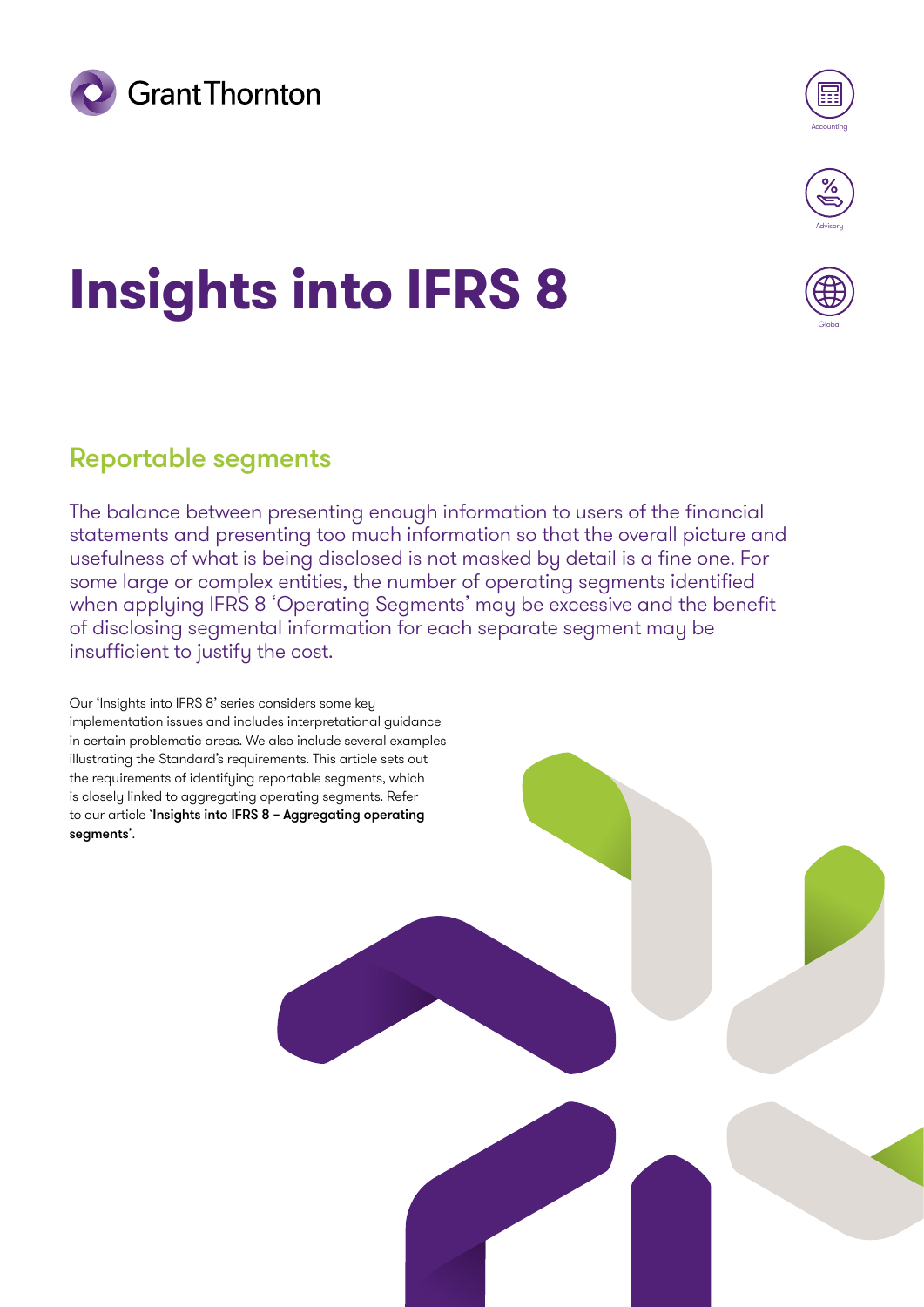Grant Thornton

Accounting

Advisory

Global

# Insights into IFRS 8

## Reportable segments

The balance between presenting enough information to users of the financial statements and presenting too much information so that the overall picture and usefulness of what is being disclosed is not masked by detail is a fine one. For some large or complex entities, the number of operating segments identified when applying IFRS 8 'Operating Segments' may be excessive and the benefit of disclosing segmental information for each separate segment may be insufficient to justify the cost.

Our 'Insights into IFRS 8' series considers some key implementation issues and includes interpretational guidance in certain problematic areas. We also include several examples illustrating the Standard's requirements. This article sets out the requirements of identifying reportable segments, which is closely linked to aggregating operating segments. Refer to our article '**Insights into IFRS 8 – Aggregating operating segments**'.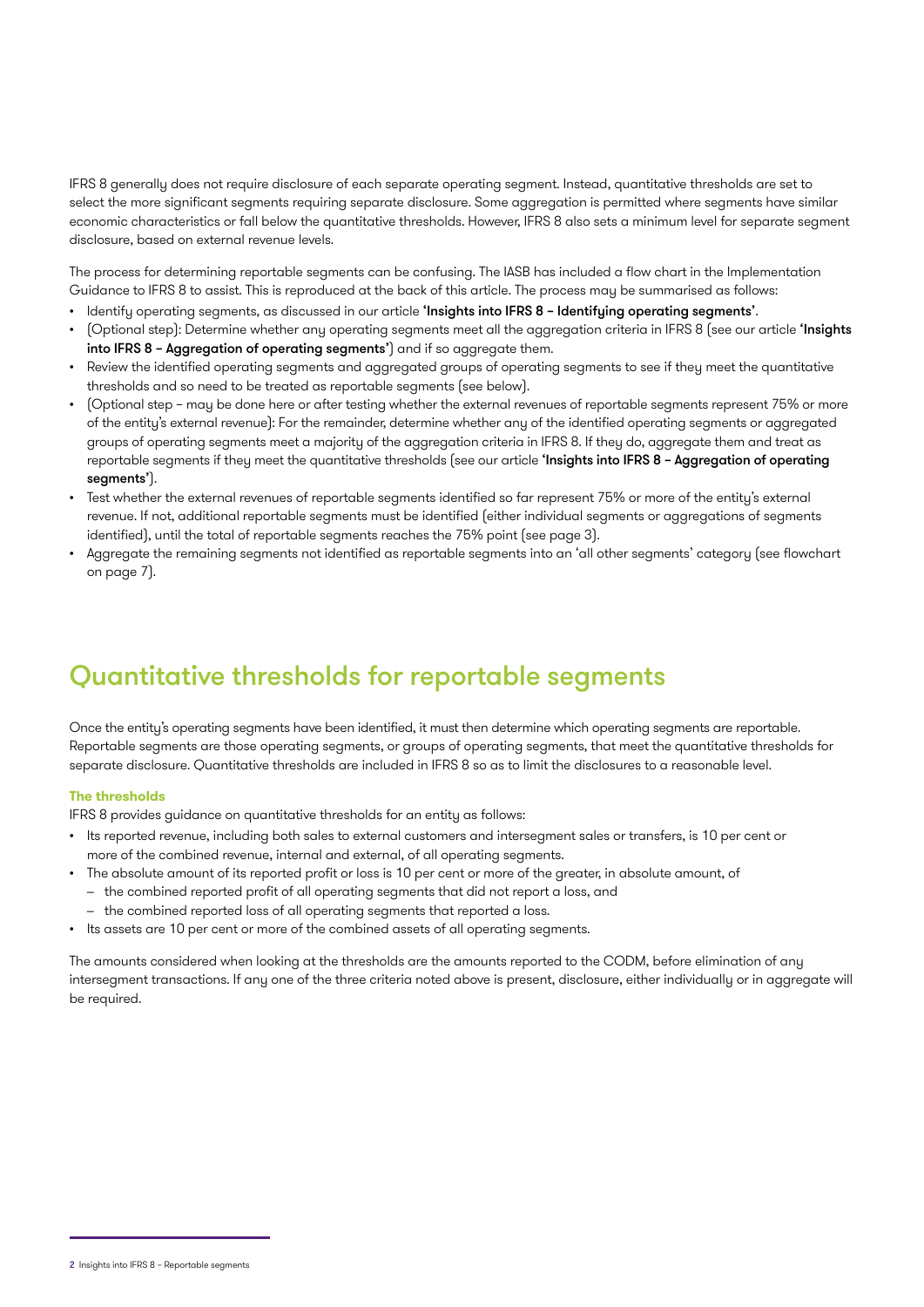IFRS 8 generally does not require disclosure of each separate operating segment. Instead, quantitative thresholds are set to select the more significant segments requiring separate disclosure. Some aggregation is permitted where segments have similar economic characteristics or fall below the quantitative thresholds. However, IFRS 8 also sets a minimum level for separate segment disclosure, based on external revenue levels.

The process for determining reportable segments can be confusing. The IASB has included a flow chart in the Implementation Guidance to IFRS 8 to assist. This is reproduced at the back of this article. The process may be summarised as follows:

- Identify operating segments, as discussed in our article **'Insights into IFRS 8 – Identifying operating segments'**.
- (Optional step): Determine whether any operating segments meet all the aggregation criteria in IFRS 8 (see our article **'Insights into IFRS 8 – Aggregation of operating segments'**) and if so aggregate them.
- Review the identified operating segments and aggregated groups of operating segments to see if they meet the quantitative thresholds and so need to be treated as reportable segments (see below).
- (Optional step – may be done here or after testing whether the external revenues of reportable segments represent 75% or more of the entity's external revenue): For the remainder, determine whether any of the identified operating segments or aggregated groups of operating segments meet a majority of the aggregation criteria in IFRS 8. If they do, aggregate them and treat as reportable segments if they meet the quantitative thresholds (see our article **'Insights into IFRS 8 – Aggregation of operating segments'**).
- Test whether the external revenues of reportable segments identified so far represent 75% or more of the entity's external revenue. If not, additional reportable segments must be identified (either individual segments or aggregations of segments identified), until the total of reportable segments reaches the 75% point (see page 3).
- Aggregate the remaining segments not identified as reportable segments into an 'all other segments' category (see flowchart on page 7).

## Quantitative thresholds for reportable segments

Once the entity's operating segments have been identified, it must then determine which operating segments are reportable. Reportable segments are those operating segments, or groups of operating segments, that meet the quantitative thresholds for separate disclosure. Quantitative thresholds are included in IFRS 8 so as to limit the disclosures to a reasonable level.

#### The thresholds

IFRS 8 provides guidance on quantitative thresholds for an entity as follows:

- Its reported revenue, including both sales to external customers and intersegment sales or transfers, is 10 per cent or more of the combined revenue, internal and external, of all operating segments.
- The absolute amount of its reported profit or loss is 10 per cent or more of the greater, in absolute amount, of
  - the combined reported profit of all operating segments that did not report a loss, and
  - the combined reported loss of all operating segments that reported a loss.
- Its assets are 10 per cent or more of the combined assets of all operating segments.

The amounts considered when looking at the thresholds are the amounts reported to the CODM, before elimination of any intersegment transactions. If any one of the three criteria noted above is present, disclosure, either individually or in aggregate will be required.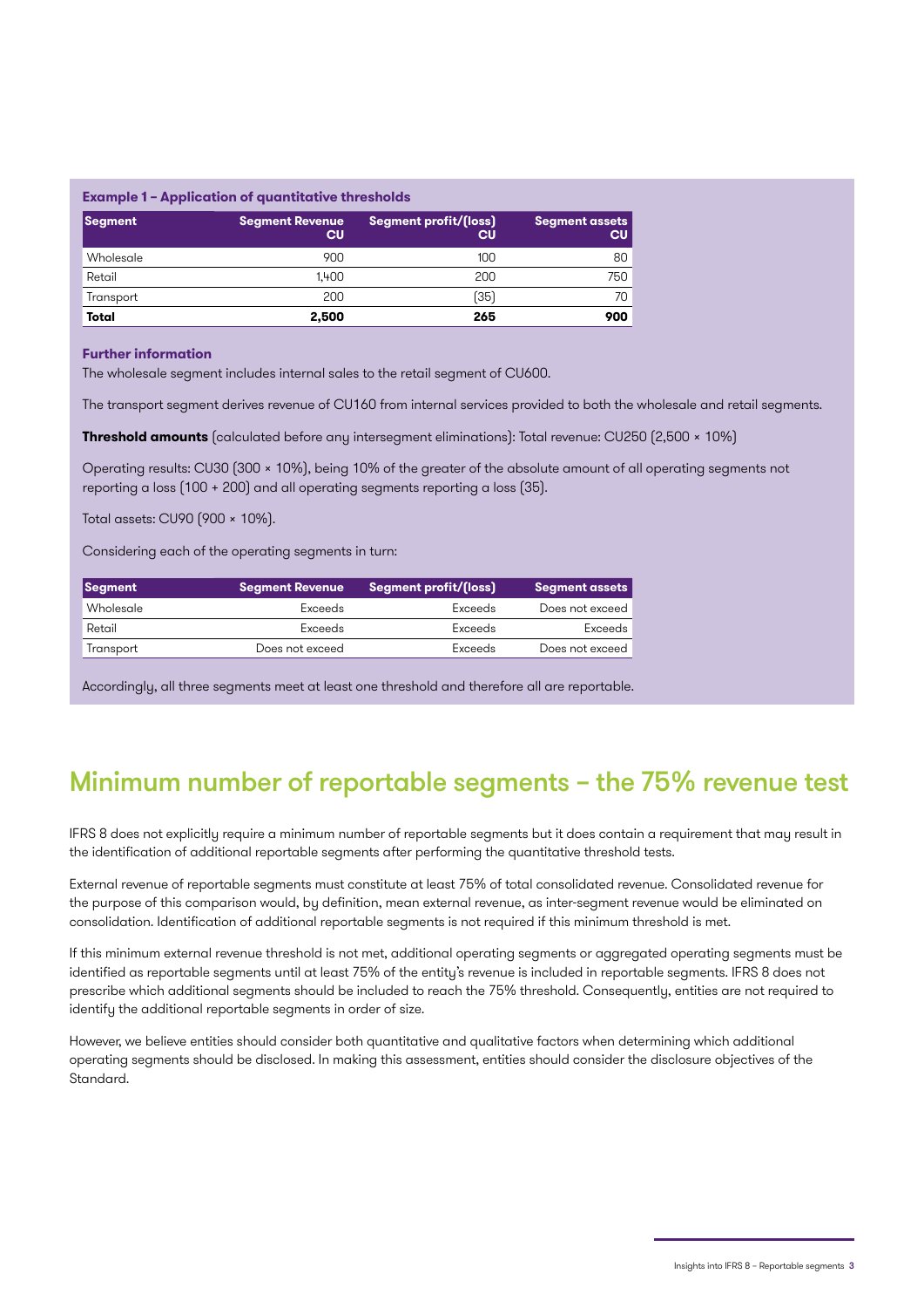**Example 1 – Application of quantitative thresholds**

| Segment | Segment Revenue CU | Segment profit/(loss) CU | Segment assets CU |
|---|---|---|---|
| Wholesale | 900 | 100 | 80 |
| Retail | 1,400 | 200 | 750 |
| Transport | 200 | (35) | 70 |
| **Total** | **2,500** | **265** | **900** |

**Further information**

The wholesale segment includes internal sales to the retail segment of CU600.

The transport segment derives revenue of CU160 from internal services provided to both the wholesale and retail segments.

**Threshold amounts** (calculated before any intersegment eliminations): Total revenue: CU250 (2,500 × 10%)

Operating results: CU30 (300 × 10%), being 10% of the greater of the absolute amount of all operating segments not reporting a loss (100 + 200) and all operating segments reporting a loss (35).

Total assets: CU90 (900 × 10%).

Considering each of the operating segments in turn:

| Segment | Segment Revenue | Segment profit/(loss) | Segment assets |
|---|---|---|---|
| Wholesale | Exceeds | Exceeds | Does not exceed |
| Retail | Exceeds | Exceeds | Exceeds |
| Transport | Does not exceed | Exceeds | Does not exceed |

Accordingly, all three segments meet at least one threshold and therefore all are reportable.

## Minimum number of reportable segments – the 75% revenue test

IFRS 8 does not explicitly require a minimum number of reportable segments but it does contain a requirement that may result in the identification of additional reportable segments after performing the quantitative threshold tests.

External revenue of reportable segments must constitute at least 75% of total consolidated revenue. Consolidated revenue for the purpose of this comparison would, by definition, mean external revenue, as inter-segment revenue would be eliminated on consolidation. Identification of additional reportable segments is not required if this minimum threshold is met.

If this minimum external revenue threshold is not met, additional operating segments or aggregated operating segments must be identified as reportable segments until at least 75% of the entity's revenue is included in reportable segments. IFRS 8 does not prescribe which additional segments should be included to reach the 75% threshold. Consequently, entities are not required to identify the additional reportable segments in order of size.

However, we believe entities should consider both quantitative and qualitative factors when determining which additional operating segments should be disclosed. In making this assessment, entities should consider the disclosure objectives of the Standard.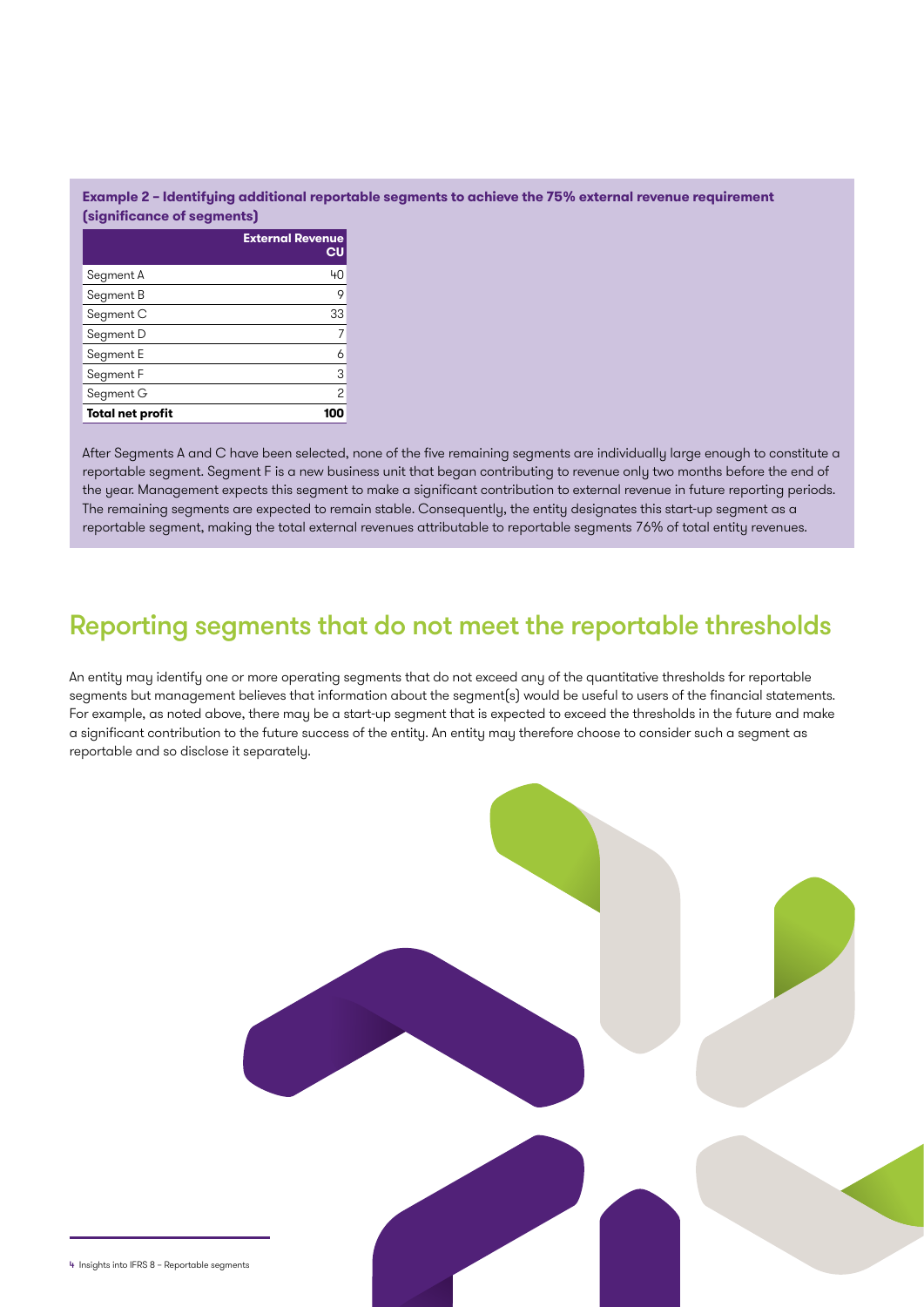**Example 2 – Identifying additional reportable segments to achieve the 75% external revenue requirement (significance of segments)**

| | External Revenue CU |
|---|---|
| Segment A | 40 |
| Segment B | 9 |
| Segment C | 33 |
| Segment D | 7 |
| Segment E | 6 |
| Segment F | 3 |
| Segment G | 2 |
| **Total net profit** | **100** |

After Segments A and C have been selected, none of the five remaining segments are individually large enough to constitute a reportable segment. Segment F is a new business unit that began contributing to revenue only two months before the end of the year. Management expects this segment to make a significant contribution to external revenue in future reporting periods. The remaining segments are expected to remain stable. Consequently, the entity designates this start-up segment as a reportable segment, making the total external revenues attributable to reportable segments 76% of total entity revenues.

## Reporting segments that do not meet the reportable thresholds

An entity may identify one or more operating segments that do not exceed any of the quantitative thresholds for reportable segments but management believes that information about the segment(s) would be useful to users of the financial statements. For example, as noted above, there may be a start-up segment that is expected to exceed the thresholds in the future and make a significant contribution to the future success of the entity. An entity may therefore choose to consider such a segment as reportable and so disclose it separately.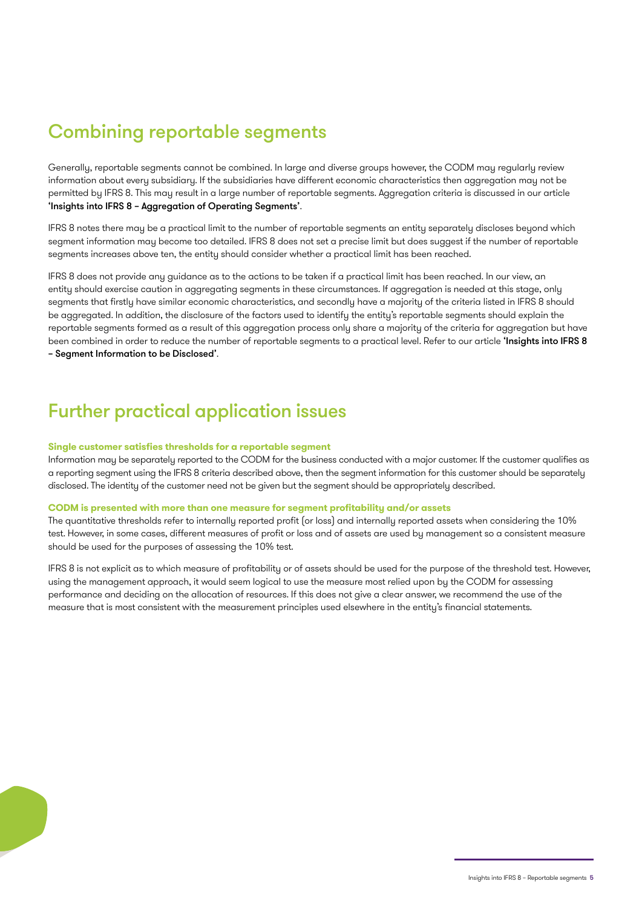## Combining reportable segments

Generally, reportable segments cannot be combined. In large and diverse groups however, the CODM may regularly review information about every subsidiary. If the subsidiaries have different economic characteristics then aggregation may not be permitted by IFRS 8. This may result in a large number of reportable segments. Aggregation criteria is discussed in our article **'Insights into IFRS 8 – Aggregation of Operating Segments'**.

IFRS 8 notes there may be a practical limit to the number of reportable segments an entity separately discloses beyond which segment information may become too detailed. IFRS 8 does not set a precise limit but does suggest if the number of reportable segments increases above ten, the entity should consider whether a practical limit has been reached.

IFRS 8 does not provide any guidance as to the actions to be taken if a practical limit has been reached. In our view, an entity should exercise caution in aggregating segments in these circumstances. If aggregation is needed at this stage, only segments that firstly have similar economic characteristics, and secondly have a majority of the criteria listed in IFRS 8 should be aggregated. In addition, the disclosure of the factors used to identify the entity's reportable segments should explain the reportable segments formed as a result of this aggregation process only share a majority of the criteria for aggregation but have been combined in order to reduce the number of reportable segments to a practical level. Refer to our article **'Insights into IFRS 8 – Segment Information to be Disclosed'**.

## Further practical application issues

**Single customer satisfies thresholds for a reportable segment**

Information may be separately reported to the CODM for the business conducted with a major customer. If the customer qualifies as a reporting segment using the IFRS 8 criteria described above, then the segment information for this customer should be separately disclosed. The identity of the customer need not be given but the segment should be appropriately described.

**CODM is presented with more than one measure for segment profitability and/or assets**

The quantitative thresholds refer to internally reported profit (or loss) and internally reported assets when considering the 10% test. However, in some cases, different measures of profit or loss and of assets are used by management so a consistent measure should be used for the purposes of assessing the 10% test.

IFRS 8 is not explicit as to which measure of profitability or of assets should be used for the purpose of the threshold test. However, using the management approach, it would seem logical to use the measure most relied upon by the CODM for assessing performance and deciding on the allocation of resources. If this does not give a clear answer, we recommend the use of the measure that is most consistent with the measurement principles used elsewhere in the entity's financial statements.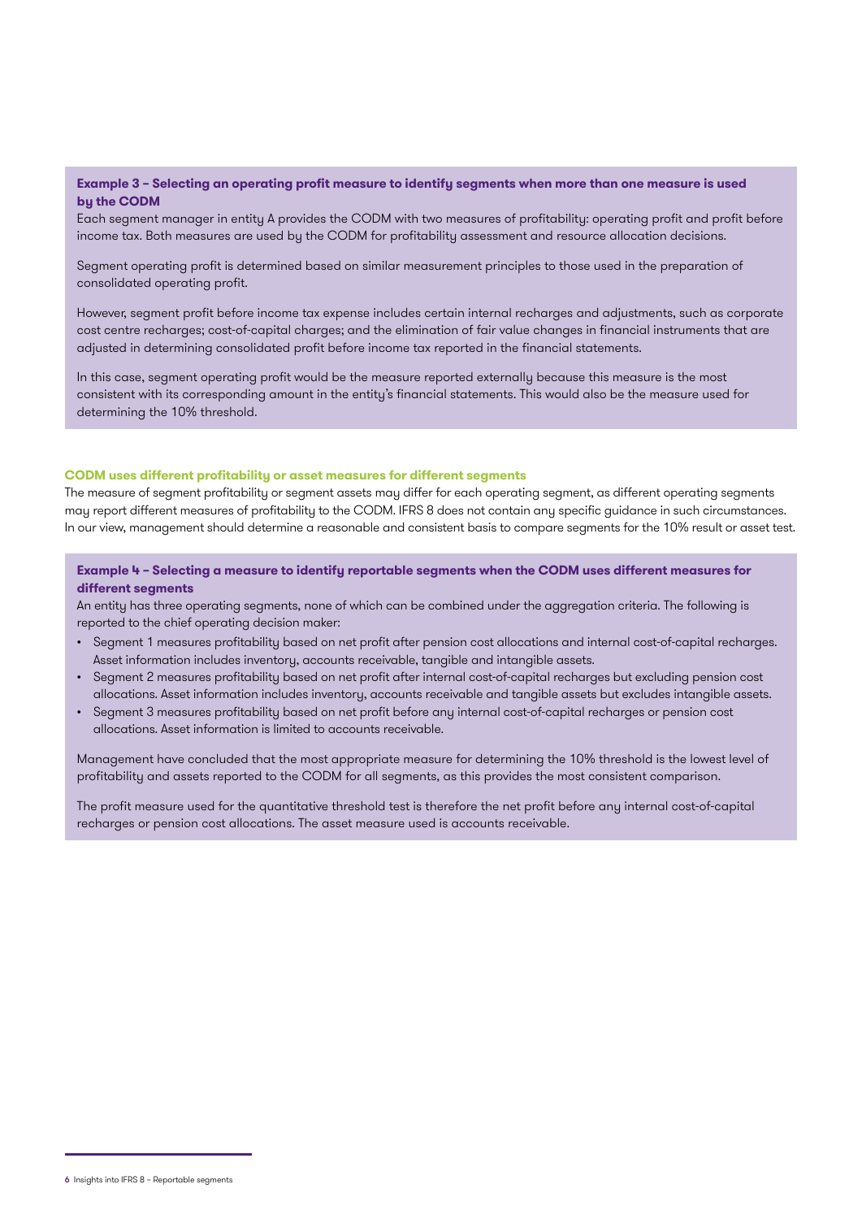**Example 3 – Selecting an operating profit measure to identify segments when more than one measure is used by the CODM**

Each segment manager in entity A provides the CODM with two measures of profitability: operating profit and profit before income tax. Both measures are used by the CODM for profitability assessment and resource allocation decisions.

Segment operating profit is determined based on similar measurement principles to those used in the preparation of consolidated operating profit.

However, segment profit before income tax expense includes certain internal recharges and adjustments, such as corporate cost centre recharges; cost-of-capital charges; and the elimination of fair value changes in financial instruments that are adjusted in determining consolidated profit before income tax reported in the financial statements.

In this case, segment operating profit would be the measure reported externally because this measure is the most consistent with its corresponding amount in the entity's financial statements. This would also be the measure used for determining the 10% threshold.

### CODM uses different profitability or asset measures for different segments

The measure of segment profitability or segment assets may differ for each operating segment, as different operating segments may report different measures of profitability to the CODM. IFRS 8 does not contain any specific guidance in such circumstances. In our view, management should determine a reasonable and consistent basis to compare segments for the 10% result or asset test.

**Example 4 – Selecting a measure to identify reportable segments when the CODM uses different measures for different segments**

An entity has three operating segments, none of which can be combined under the aggregation criteria. The following is reported to the chief operating decision maker:

- Segment 1 measures profitability based on net profit after pension cost allocations and internal cost-of-capital recharges. Asset information includes inventory, accounts receivable, tangible and intangible assets.
- Segment 2 measures profitability based on net profit after internal cost-of-capital recharges but excluding pension cost allocations. Asset information includes inventory, accounts receivable and tangible assets but excludes intangible assets.
- Segment 3 measures profitability based on net profit before any internal cost-of-capital recharges or pension cost allocations. Asset information is limited to accounts receivable.

Management have concluded that the most appropriate measure for determining the 10% threshold is the lowest level of profitability and assets reported to the CODM for all segments, as this provides the most consistent comparison.

The profit measure used for the quantitative threshold test is therefore the net profit before any internal cost-of-capital recharges or pension cost allocations. The asset measure used is accounts receivable.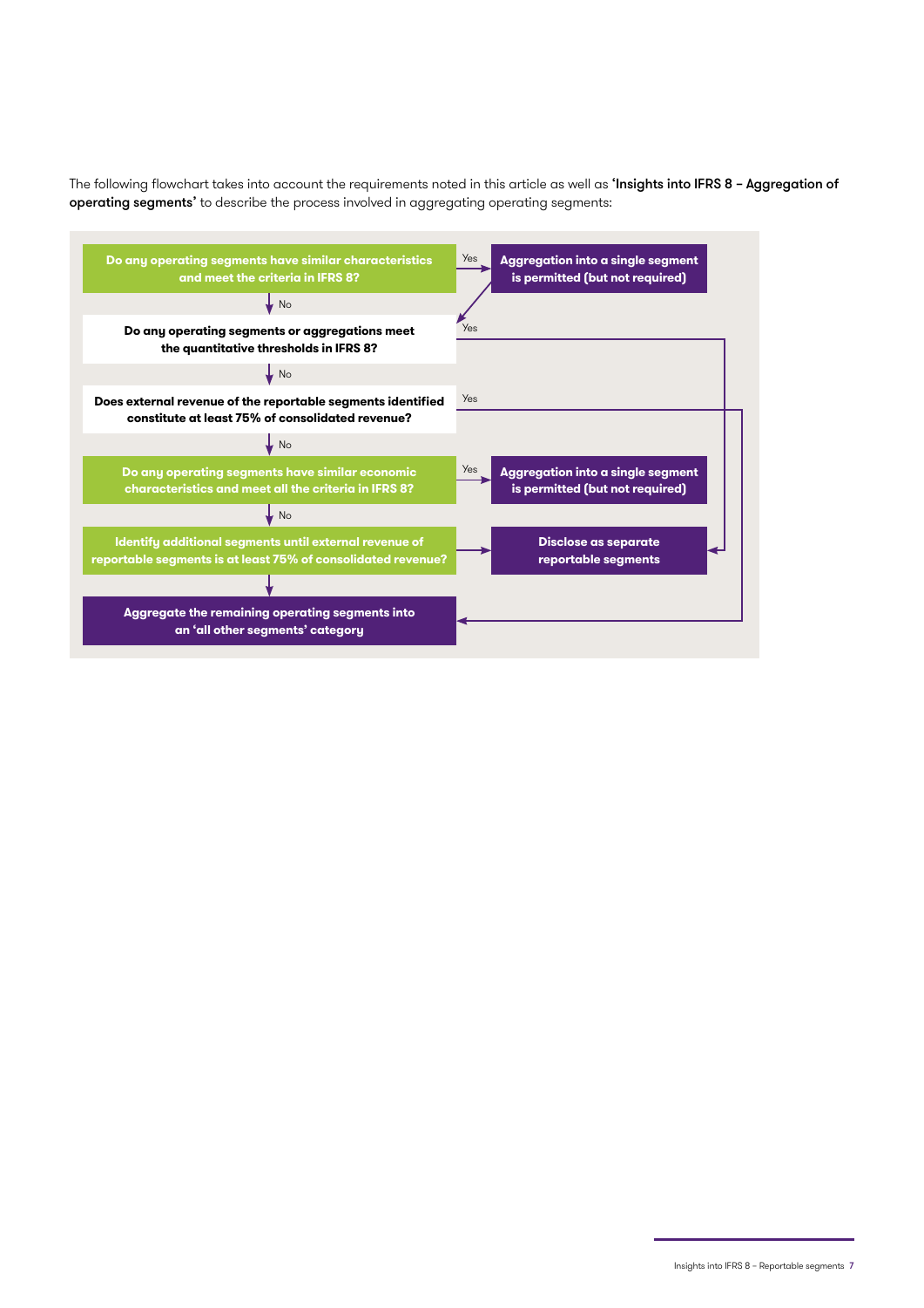The following flowchart takes into account the requirements noted in this article as well as **'Insights into IFRS 8 – Aggregation of operating segments'** to describe the process involved in aggregating operating segments:

**Do any operating segments have similar characteristics and meet the criteria in IFRS 8?**

- Yes → **Aggregation into a single segment is permitted (but not required)** → **Do any operating segments or aggregations meet the quantitative thresholds in IFRS 8?**
- No ↓

**Do any operating segments or aggregations meet the quantitative thresholds in IFRS 8?**

- Yes → **Disclose as separate reportable segments**
- No ↓

**Does external revenue of the reportable segments identified constitute at least 75% of consolidated revenue?**

- Yes → **Aggregate the remaining operating segments into an 'all other segments' category**
- No ↓

**Do any operating segments have similar economic characteristics and meet all the criteria in IFRS 8?**

- Yes → **Aggregation into a single segment is permitted (but not required)**
- No ↓

**Identify additional segments until external revenue of reportable segments is at least 75% of consolidated revenue?**

- → **Disclose as separate reportable segments**
- ↓

**Aggregate the remaining operating segments into an 'all other segments' category**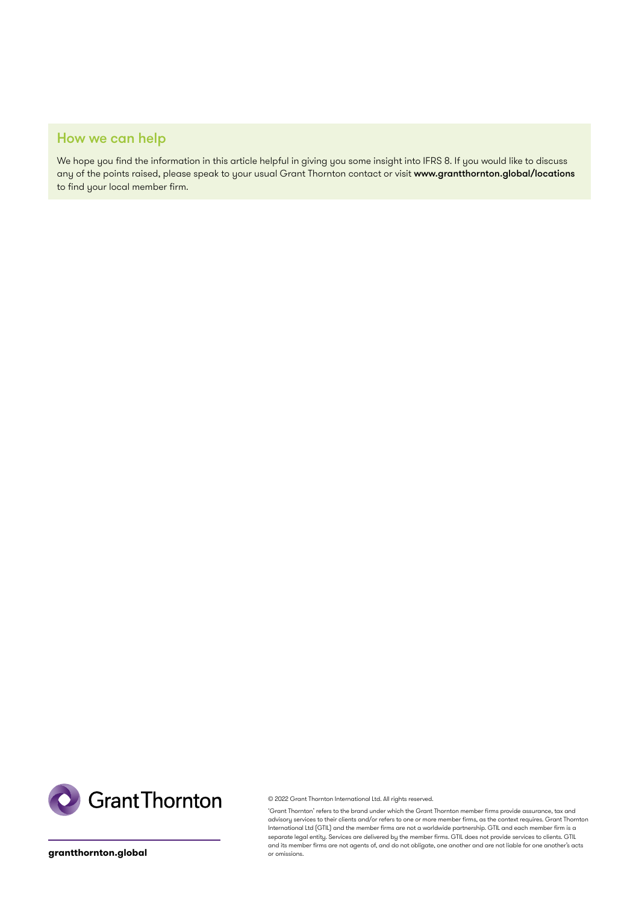## How we can help

We hope you find the information in this article helpful in giving you some insight into IFRS 8. If you would like to discuss any of the points raised, please speak to your usual Grant Thornton contact or visit **www.grantthornton.global/locations** to find your local member firm.

Grant Thornton

**grantthornton.global**

© 2022 Grant Thornton International Ltd. All rights reserved.

'Grant Thornton' refers to the brand under which the Grant Thornton member firms provide assurance, tax and advisory services to their clients and/or refers to one or more member firms, as the context requires. Grant Thornton International Ltd (GTIL) and the member firms are not a worldwide partnership. GTIL and each member firm is a separate legal entity. Services are delivered by the member firms. GTIL does not provide services to clients. GTIL and its member firms are not agents of, and do not obligate, one another and are not liable for one another's acts or omissions.